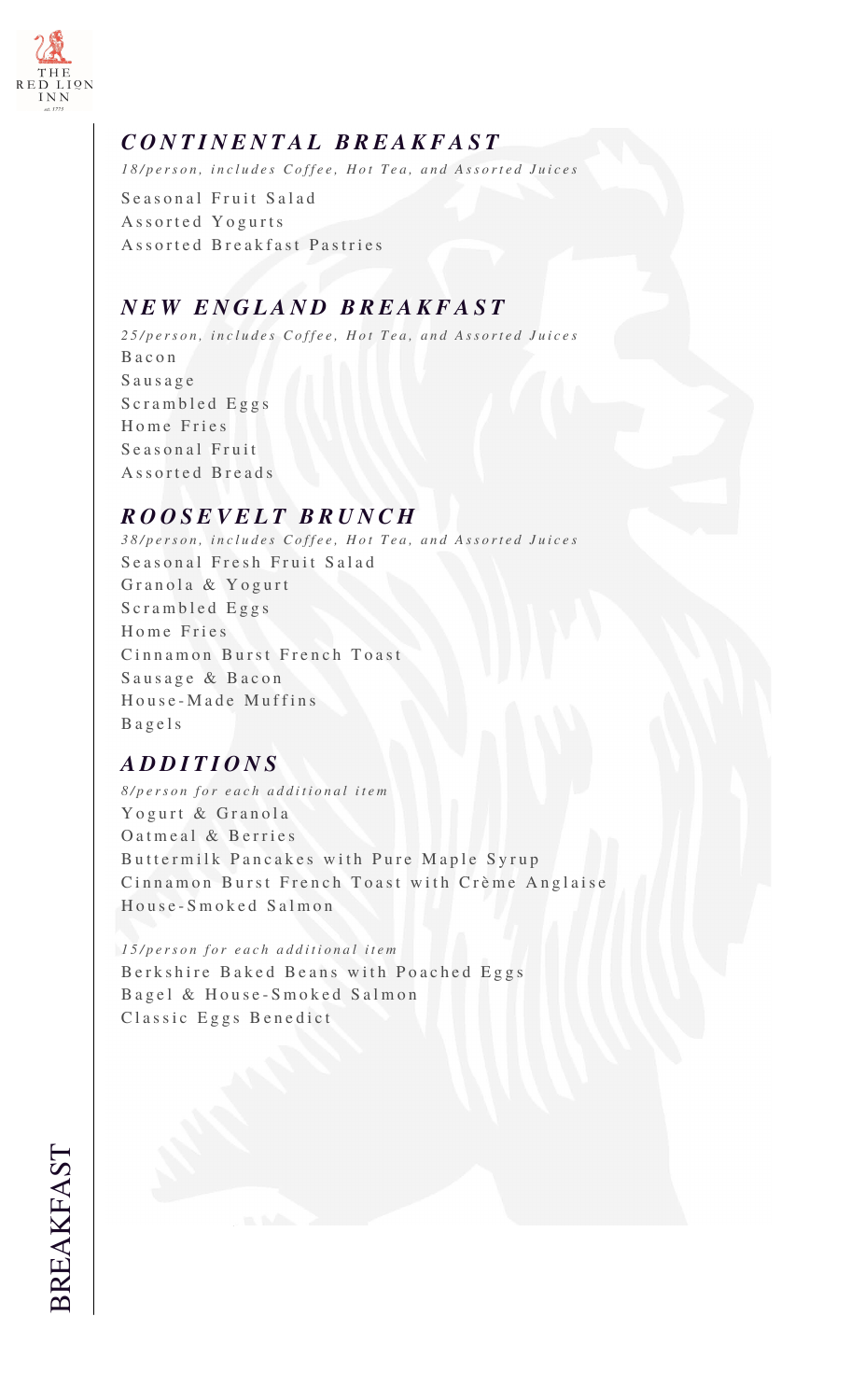THE RED LION INN

est. 1773

# BREAKFAST

## *CONTINENTAL BREAKFAST*

*18/person, includes Coffee, Hot Tea, and Assorted Juices*

Seasonal Fruit Salad
Assorted Yogurts
Assorted Breakfast Pastries

## *NEW ENGLAND BREAKFAST*

*25/person, includes Coffee, Hot Tea, and Assorted Juices*

Bacon
Sausage
Scrambled Eggs
Home Fries
Seasonal Fruit
Assorted Breads

## *ROOSEVELT BRUNCH*

*38/person, includes Coffee, Hot Tea, and Assorted Juices*

Seasonal Fresh Fruit Salad
Granola & Yogurt
Scrambled Eggs
Home Fries
Cinnamon Burst French Toast
Sausage & Bacon
House-Made Muffins
Bagels

## *ADDITIONS*

*8/person for each additional item*

Yogurt & Granola
Oatmeal & Berries
Buttermilk Pancakes with Pure Maple Syrup
Cinnamon Burst French Toast with Crème Anglaise
House-Smoked Salmon

*15/person for each additional item*

Berkshire Baked Beans with Poached Eggs
Bagel & House-Smoked Salmon
Classic Eggs Benedict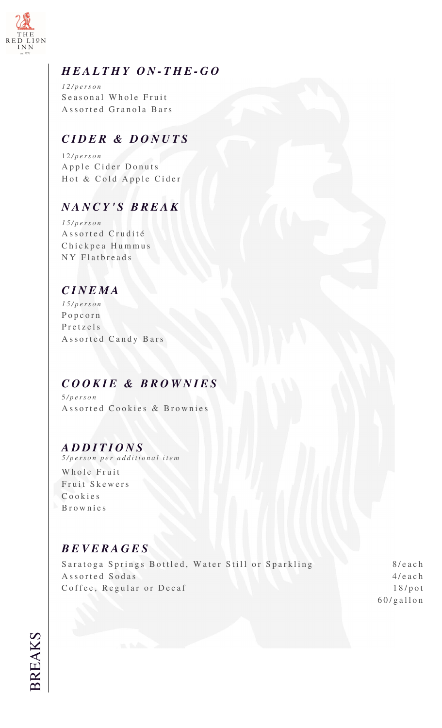# BREAKS

## *HEALTHY ON-THE-GO*

*12/person*

Seasonal Whole Fruit
Assorted Granola Bars

## *CIDER & DONUTS*

*12/person*

Apple Cider Donuts
Hot & Cold Apple Cider

## *NANCY'S BREAK*

*15/person*

Assorted Crudité
Chickpea Hummus
NY Flatbreads

## *CINEMA*

*15/person*

Popcorn
Pretzels
Assorted Candy Bars

## *COOKIE & BROWNIES*

*5/person*

Assorted Cookies & Brownies

## *ADDITIONS*

*5/person per additional item*

Whole Fruit
Fruit Skewers
Cookies
Brownies

## *BEVERAGES*

| | |
|---|---|
| Saratoga Springs Bottled, Water Still or Sparkling | 8/each |
| Assorted Sodas | 4/each |
| Coffee, Regular or Decaf | 18/pot<br>60/gallon |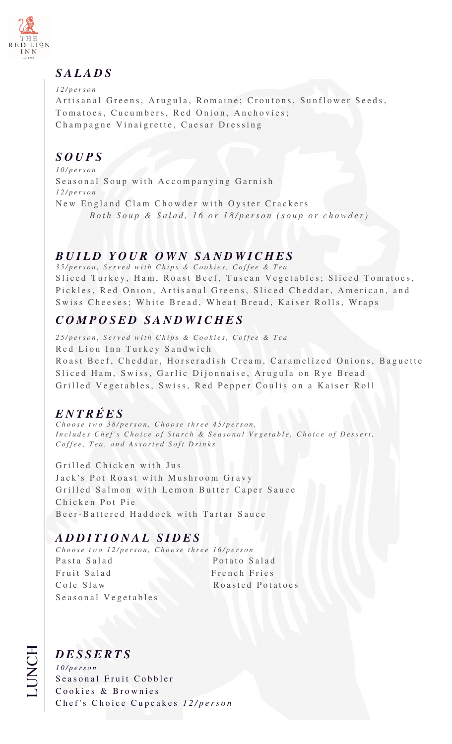# THE RED LION INN

## SALADS

*12/person*

Artisanal Greens, Arugula, Romaine; Croutons, Sunflower Seeds, Tomatoes, Cucumbers, Red Onion, Anchovies; Champagne Vinaigrette, Caesar Dressing

## SOUPS

*10/person*

Seasonal Soup with Accompanying Garnish

*12/person*

New England Clam Chowder with Oyster Crackers

*Both Soup & Salad, 16 or 18/person (soup or chowder)*

## BUILD YOUR OWN SANDWICHES

*35/person, Served with Chips & Cookies, Coffee & Tea*

Sliced Turkey, Ham, Roast Beef, Tuscan Vegetables; Sliced Tomatoes, Pickles, Red Onion, Artisanal Greens, Sliced Cheddar, American, and Swiss Cheeses; White Bread, Wheat Bread, Kaiser Rolls, Wraps

## COMPOSED SANDWICHES

*25/person, Served with Chips & Cookies, Coffee & Tea*

Red Lion Inn Turkey Sandwich

Roast Beef, Cheddar, Horseradish Cream, Caramelized Onions, Baguette

Sliced Ham, Swiss, Garlic Dijonnaise, Arugula on Rye Bread

Grilled Vegetables, Swiss, Red Pepper Coulis on a Kaiser Roll

## ENTRÉES

*Choose two 38/person, Choose three 45/person,*
*Includes Chef's Choice of Starch & Seasonal Vegetable, Choice of Dessert, Coffee, Tea, and Assorted Soft Drinks*

Grilled Chicken with Jus

Jack's Pot Roast with Mushroom Gravy

Grilled Salmon with Lemon Butter Caper Sauce

Chicken Pot Pie

Beer-Battered Haddock with Tartar Sauce

## ADDITIONAL SIDES

*Choose two 12/person, Choose three 16/person*

Pasta Salad

Fruit Salad

Cole Slaw

Seasonal Vegetables

Potato Salad

French Fries

Roasted Potatoes

## DESSERTS

*10/person*

Seasonal Fruit Cobbler

Cookies & Brownies

Chef's Choice Cupcakes *12/person*

LUNCH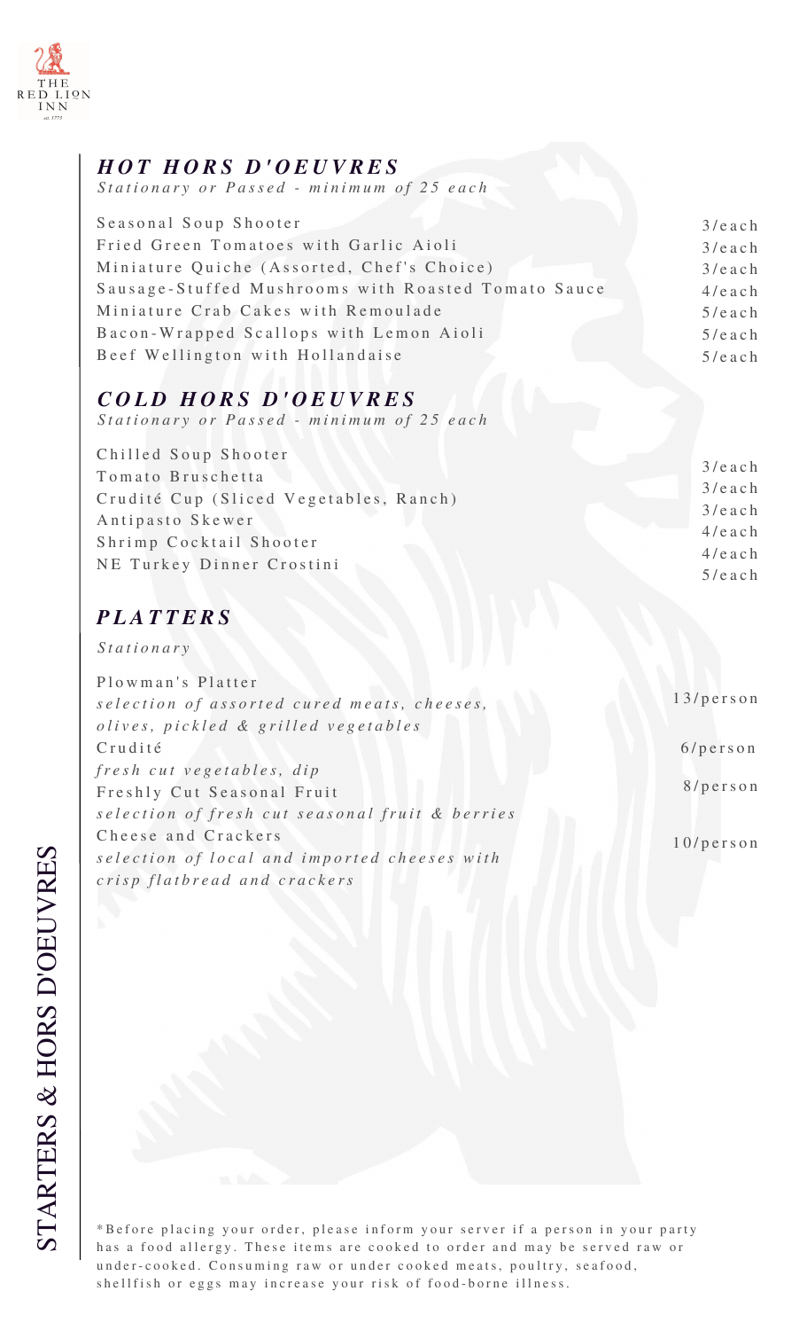## *HOT HORS D'OEUVRES*

*Stationary or Passed - minimum of 25 each*

| | |
|---|---|
| Seasonal Soup Shooter | 3/each |
| Fried Green Tomatoes with Garlic Aioli | 3/each |
| Miniature Quiche (Assorted, Chef's Choice) | 3/each |
| Sausage-Stuffed Mushrooms with Roasted Tomato Sauce | 4/each |
| Miniature Crab Cakes with Remoulade | 5/each |
| Bacon-Wrapped Scallops with Lemon Aioli | 5/each |
| Beef Wellington with Hollandaise | 5/each |

## *COLD HORS D'OEUVRES*

*Stationary or Passed - minimum of 25 each*

| | |
|---|---|
| Chilled Soup Shooter | 3/each |
| Tomato Bruschetta | 3/each |
| Crudité Cup (Sliced Vegetables, Ranch) | 3/each |
| Antipasto Skewer | 4/each |
| Shrimp Cocktail Shooter | 4/each |
| NE Turkey Dinner Crostini | 5/each |

## *PLATTERS*

*Stationary*

Plowman's Platter — 13/person
*selection of assorted cured meats, cheeses, olives, pickled & grilled vegetables*

Crudité — 6/person
*fresh cut vegetables, dip*

Freshly Cut Seasonal Fruit — 8/person
*selection of fresh cut seasonal fruit & berries*

Cheese and Crackers — 10/person
*selection of local and imported cheeses with crisp flatbread and crackers*

*Before placing your order, please inform your server if a person in your party has a food allergy. These items are cooked to order and may be served raw or under-cooked. Consuming raw or under cooked meats, poultry, seafood, shellfish or eggs may increase your risk of food-borne illness.

STARTERS & HORS D'OEUVRES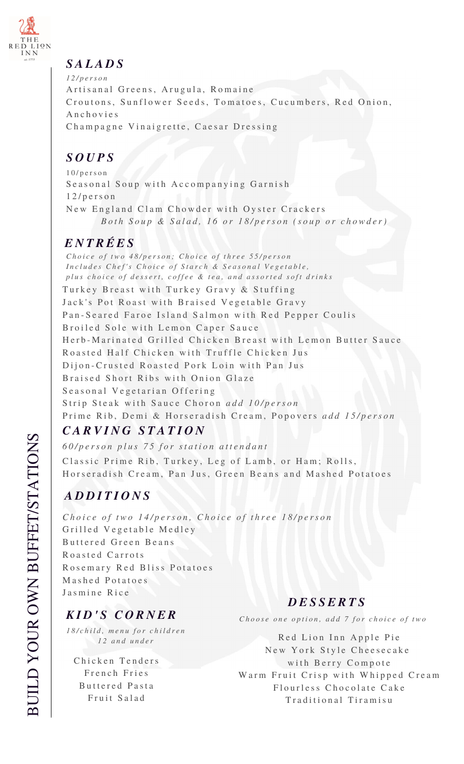THE RED LION INN

# BUILD YOUR OWN BUFFET/STATIONS

## *SALADS*

*12/person*

Artisanal Greens, Arugula, Romaine

Croutons, Sunflower Seeds, Tomatoes, Cucumbers, Red Onion, Anchovies

Champagne Vinaigrette, Caesar Dressing

## *SOUPS*

10/person

Seasonal Soup with Accompanying Garnish

12/person

New England Clam Chowder with Oyster Crackers

*Both Soup & Salad, 16 or 18/person (soup or chowder)*

## *ENTRÉES*

*Choice of two 48/person; Choice of three 55/person*
*Includes Chef's Choice of Starch & Seasonal Vegetable, plus choice of dessert, coffee & tea, and assorted soft drinks*

Turkey Breast with Turkey Gravy & Stuffing

Jack's Pot Roast with Braised Vegetable Gravy

Pan-Seared Faroe Island Salmon with Red Pepper Coulis

Broiled Sole with Lemon Caper Sauce

Herb-Marinated Grilled Chicken Breast with Lemon Butter Sauce

Roasted Half Chicken with Truffle Chicken Jus

Dijon-Crusted Roasted Pork Loin with Pan Jus

Braised Short Ribs with Onion Glaze

Seasonal Vegetarian Offering

Strip Steak with Sauce Choron *add 10/person*

Prime Rib, Demi & Horseradish Cream, Popovers *add 15/person*

## *CARVING STATION*

*60/person plus 75 for station attendant*

Classic Prime Rib, Turkey, Leg of Lamb, or Ham; Rolls, Horseradish Cream, Pan Jus, Green Beans and Mashed Potatoes

## *ADDITIONS*

*Choice of two 14/person, Choice of three 18/person*

Grilled Vegetable Medley

Buttered Green Beans

Roasted Carrots

Rosemary Red Bliss Potatoes

Mashed Potatoes

Jasmine Rice

## *KID'S CORNER*

*18/child, menu for children 12 and under*

Chicken Tenders

French Fries

Buttered Pasta

Fruit Salad

## *DESSERTS*

*Choose one option, add 7 for choice of two*

Red Lion Inn Apple Pie

New York Style Cheesecake with Berry Compote

Warm Fruit Crisp with Whipped Cream

Flourless Chocolate Cake

Traditional Tiramisu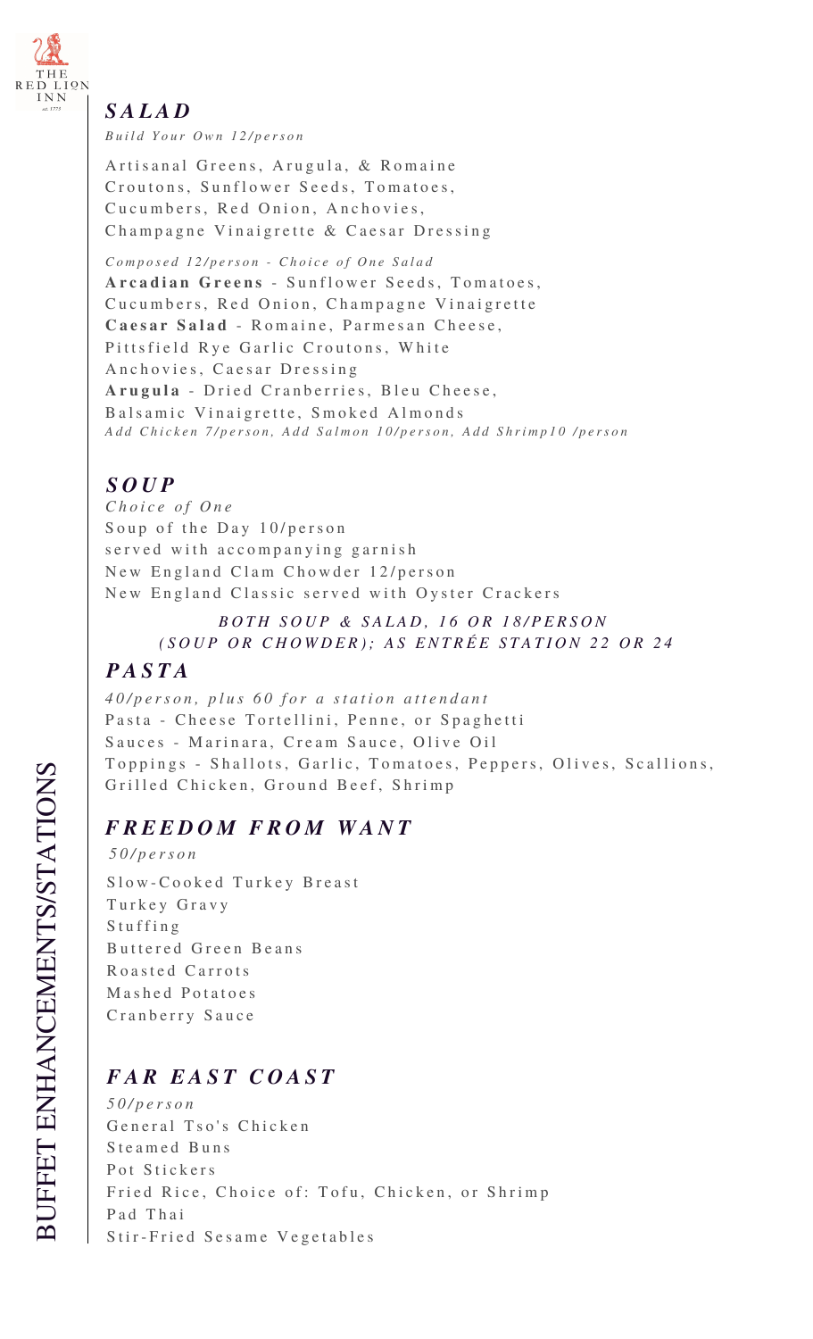# BUFFET ENHANCEMENTS/STATIONS

## *SALAD*

*Build Your Own 12/person*

Artisanal Greens, Arugula, & Romaine
Croutons, Sunflower Seeds, Tomatoes,
Cucumbers, Red Onion, Anchovies,
Champagne Vinaigrette & Caesar Dressing

*Composed 12/person - Choice of One Salad*

**Arcadian Greens** - Sunflower Seeds, Tomatoes, Cucumbers, Red Onion, Champagne Vinaigrette
**Caesar Salad** - Romaine, Parmesan Cheese, Pittsfield Rye Garlic Croutons, White Anchovies, Caesar Dressing
**Arugula** - Dried Cranberries, Bleu Cheese, Balsamic Vinaigrette, Smoked Almonds
*Add Chicken 7/person, Add Salmon 10/person, Add Shrimp10 /person*

## *SOUP*

*Choice of One*

Soup of the Day 10/person
served with accompanying garnish
New England Clam Chowder 12/person
New England Classic served with Oyster Crackers

*BOTH SOUP & SALAD, 16 OR 18/PERSON (SOUP OR CHOWDER); AS ENTRÉE STATION 22 OR 24*

## *PASTA*

*40/person, plus 60 for a station attendant*

Pasta - Cheese Tortellini, Penne, or Spaghetti
Sauces - Marinara, Cream Sauce, Olive Oil
Toppings - Shallots, Garlic, Tomatoes, Peppers, Olives, Scallions, Grilled Chicken, Ground Beef, Shrimp

## *FREEDOM FROM WANT*

*50/person*

Slow-Cooked Turkey Breast
Turkey Gravy
Stuffing
Buttered Green Beans
Roasted Carrots
Mashed Potatoes
Cranberry Sauce

## *FAR EAST COAST*

*50/person*

General Tso's Chicken
Steamed Buns
Pot Stickers
Fried Rice, Choice of: Tofu, Chicken, or Shrimp
Pad Thai
Stir-Fried Sesame Vegetables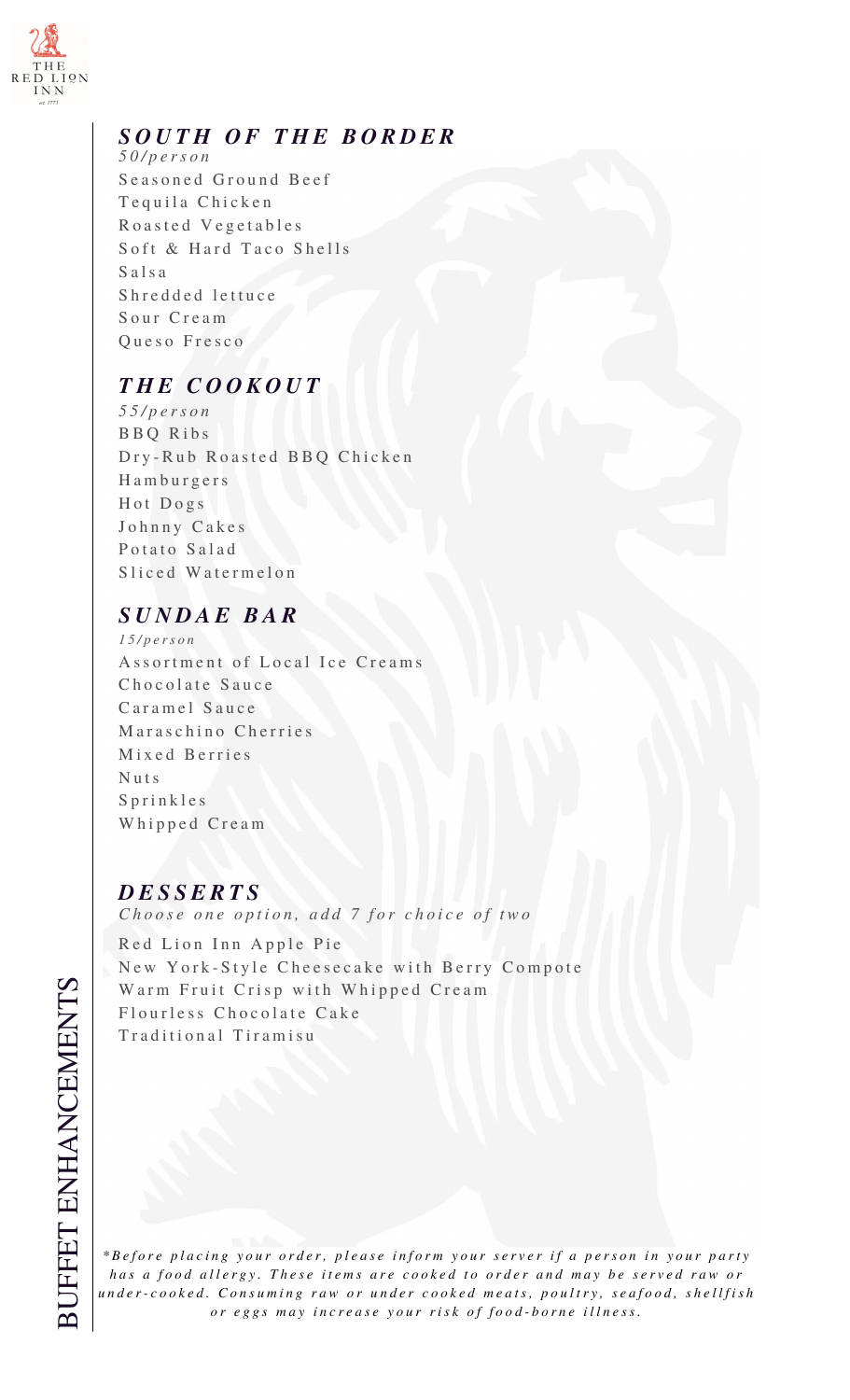## *SOUTH OF THE BORDER*

*50/person*

Seasoned Ground Beef
Tequila Chicken
Roasted Vegetables
Soft & Hard Taco Shells
Salsa
Shredded lettuce
Sour Cream
Queso Fresco

## *THE COOKOUT*

*55/person*

BBQ Ribs
Dry-Rub Roasted BBQ Chicken
Hamburgers
Hot Dogs
Johnny Cakes
Potato Salad
Sliced Watermelon

## *SUNDAE BAR*

*15/person*

Assortment of Local Ice Creams
Chocolate Sauce
Caramel Sauce
Maraschino Cherries
Mixed Berries
Nuts
Sprinkles
Whipped Cream

## *DESSERTS*

*Choose one option, add 7 for choice of two*

Red Lion Inn Apple Pie
New York-Style Cheesecake with Berry Compote
Warm Fruit Crisp with Whipped Cream
Flourless Chocolate Cake
Traditional Tiramisu

*\*Before placing your order, please inform your server if a person in your party has a food allergy. These items are cooked to order and may be served raw or under-cooked. Consuming raw or under cooked meats, poultry, seafood, shellfish or eggs may increase your risk of food-borne illness.*

BUFFET ENHANCEMENTS